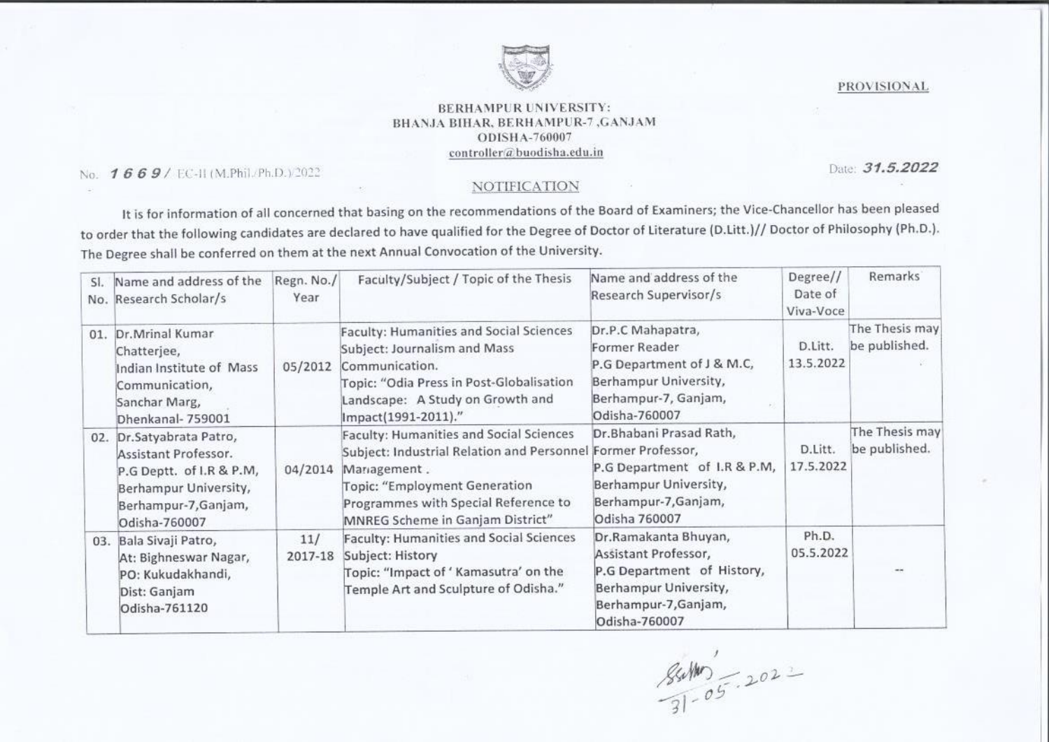PROVISIONAL

**BERHAMPUR UNIVERSITY:**
**BHANJA BIHAR, BERHAMPUR-7 ,GANJAM**
**ODISHA-760007**
controller@buodisha.edu.in

No. **1669**/ EC-II (M.Phil./Ph.D.)/2022

Date: **31.5.2022**

## NOTIFICATION

It is for information of all concerned that basing on the recommendations of the Board of Examiners; the Vice-Chancellor has been pleased to order that the following candidates are declared to have qualified for the Degree of Doctor of Literature (D.Litt.)// Doctor of Philosophy (Ph.D.). The Degree shall be conferred on them at the next Annual Convocation of the University.

| Sl. No. | Name and address of the Research Scholar/s | Regn. No./ Year | Faculty/Subject / Topic of the Thesis | Name and address of the Research Supervisor/s | Degree// Date of Viva-Voce | Remarks |
|---|---|---|---|---|---|---|
| 01. | Dr.Mrinal Kumar Chatterjee, Indian Institute of Mass Communication, Sanchar Marg, Dhenkanal- 759001 | 05/2012 | Faculty: Humanities and Social Sciences Subject: Journalism and Mass Communication. Topic: "Odia Press in Post-Globalisation Landscape: A Study on Growth and Impact(1991-2011)." | Dr.P.C Mahapatra, Former Reader P.G Department of J & M.C, Berhampur University, Berhampur-7, Ganjam, Odisha-760007 | D.Litt. 13.5.2022 | The Thesis may be published. |
| 02. | Dr.Satyabrata Patro, Assistant Professor. P.G Deptt. of I.R & P.M, Berhampur University, Berhampur-7,Ganjam, Odisha-760007 | 04/2014 | Faculty: Humanities and Social Sciences Subject: Industrial Relation and Personnel Management . Topic: "Employment Generation Programmes with Special Reference to MNREG Scheme in Ganjam District" | Dr.Bhabani Prasad Rath, Former Professor, P.G Department of I.R & P.M, Berhampur University, Berhampur-7,Ganjam, Odisha 760007 | D.Litt. 17.5.2022 | The Thesis may be published. |
| 03. | Bala Sivaji Patro, At: Bighneswar Nagar, PO: Kukudakhandi, Dist: Ganjam Odisha-761120 | 11/ 2017-18 | Faculty: Humanities and Social Sciences Subject: History Topic: "Impact of ' Kamasutra' on the Temple Art and Sculpture of Odisha." | Dr.Ramakanta Bhuyan, Assistant Professor, P.G Department of History, Berhampur University, Berhampur-7,Ganjam, Odisha-760007 | Ph.D. 05.5.2022 | -- |

31-05-2022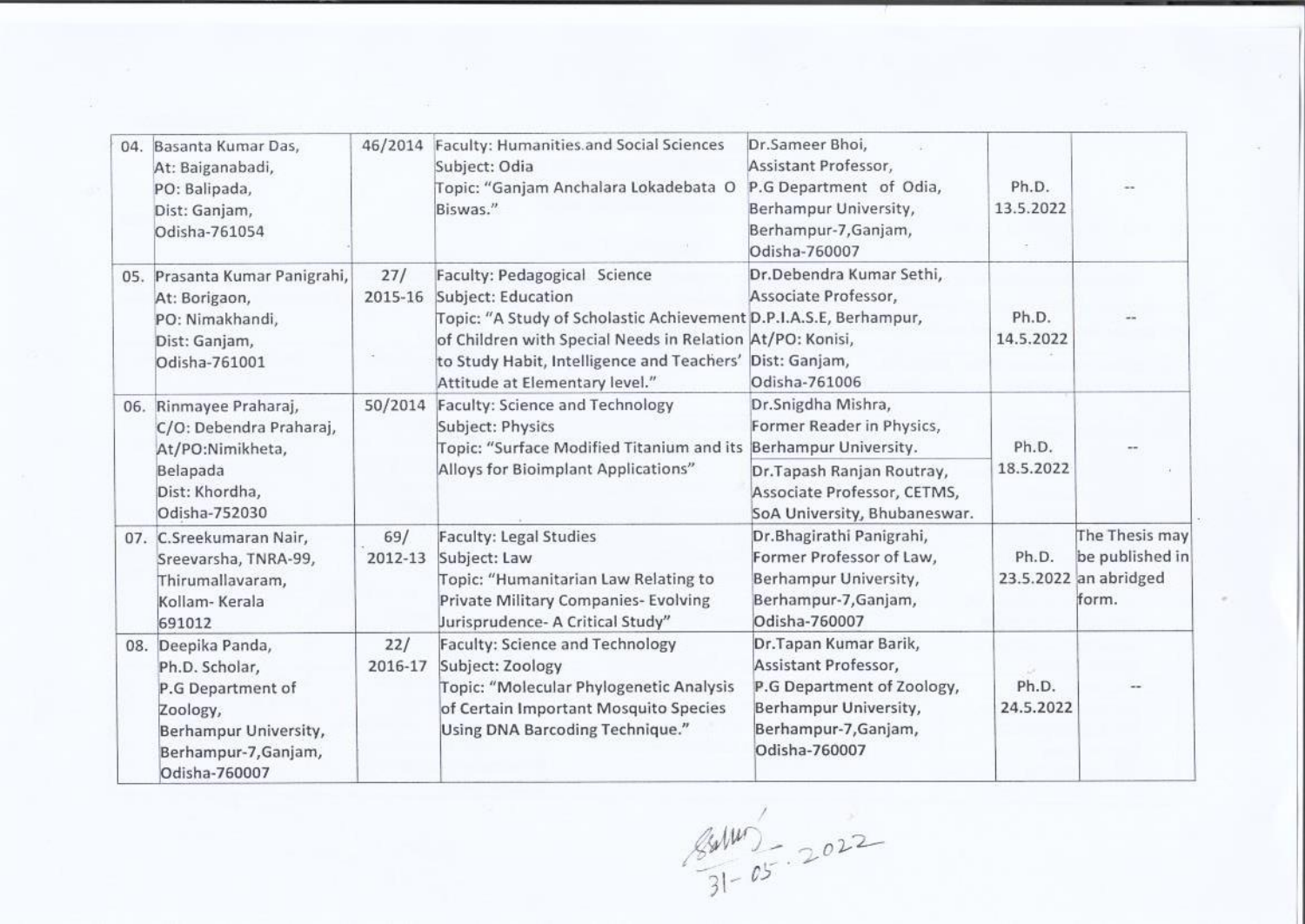| | | | | | |
|---|---|---|---|---|---|
| 04. Basanta Kumar Das, At: Baiganabadi, PO: Balipada, Dist: Ganjam, Odisha-761054 | 46/2014 | Faculty: Humanities and Social Sciences Subject: Odia Topic: "Ganjam Anchalara Lokadebata O Biswas." | Dr.Sameer Bhoi, Assistant Professor, P.G Department of Odia, Berhampur University, Berhampur-7,Ganjam, Odisha-760007 | Ph.D. 13.5.2022 | -- |
| 05. Prasanta Kumar Panigrahi, At: Borigaon, PO: Nimakhandi, Dist: Ganjam, Odisha-761001 | 27/ 2015-16 | Faculty: Pedagogical Science Subject: Education Topic: "A Study of Scholastic Achievement of Children with Special Needs in Relation to Study Habit, Intelligence and Teachers' Attitude at Elementary level." | Dr.Debendra Kumar Sethi, Associate Professor, D.P.I.A.S.E, Berhampur, At/PO: Konisi, Dist: Ganjam, Odisha-761006 | Ph.D. 14.5.2022 | -- |
| 06. Rinmayee Praharaj, C/O: Debendra Praharaj, At/PO:Nimikheta, Belapada Dist: Khordha, Odisha-752030 | 50/2014 | Faculty: Science and Technology Subject: Physics Topic: "Surface Modified Titanium and its Alloys for Bioimplant Applications" | Dr.Snigdha Mishra, Former Reader in Physics, Berhampur University. Dr.Tapash Ranjan Routray, Associate Professor, CETMS, SoA University, Bhubaneswar. | Ph.D. 18.5.2022 | -- |
| 07. C.Sreekumaran Nair, Sreevarsha, TNRA-99, Thirumallavaram, Kollam- Kerala 691012 | 69/ 2012-13 | Faculty: Legal Studies Subject: Law Topic: "Humanitarian Law Relating to Private Military Companies- Evolving Jurisprudence- A Critical Study" | Dr.Bhagirathi Panigrahi, Former Professor of Law, Berhampur University, Berhampur-7,Ganjam, Odisha-760007 | Ph.D. 23.5.2022 | The Thesis may be published in an abridged form. |
| 08. Deepika Panda, Ph.D. Scholar, P.G Department of Zoology, Berhampur University, Berhampur-7,Ganjam, Odisha-760007 | 22/ 2016-17 | Faculty: Science and Technology Subject: Zoology Topic: "Molecular Phylogenetic Analysis of Certain Important Mosquito Species Using DNA Barcoding Technique." | Dr.Tapan Kumar Barik, Assistant Professor, P.G Department of Zoology, Berhampur University, Berhampur-7,Ganjam, Odisha-760007 | Ph.D. 24.5.2022 | -- |

31-05-2022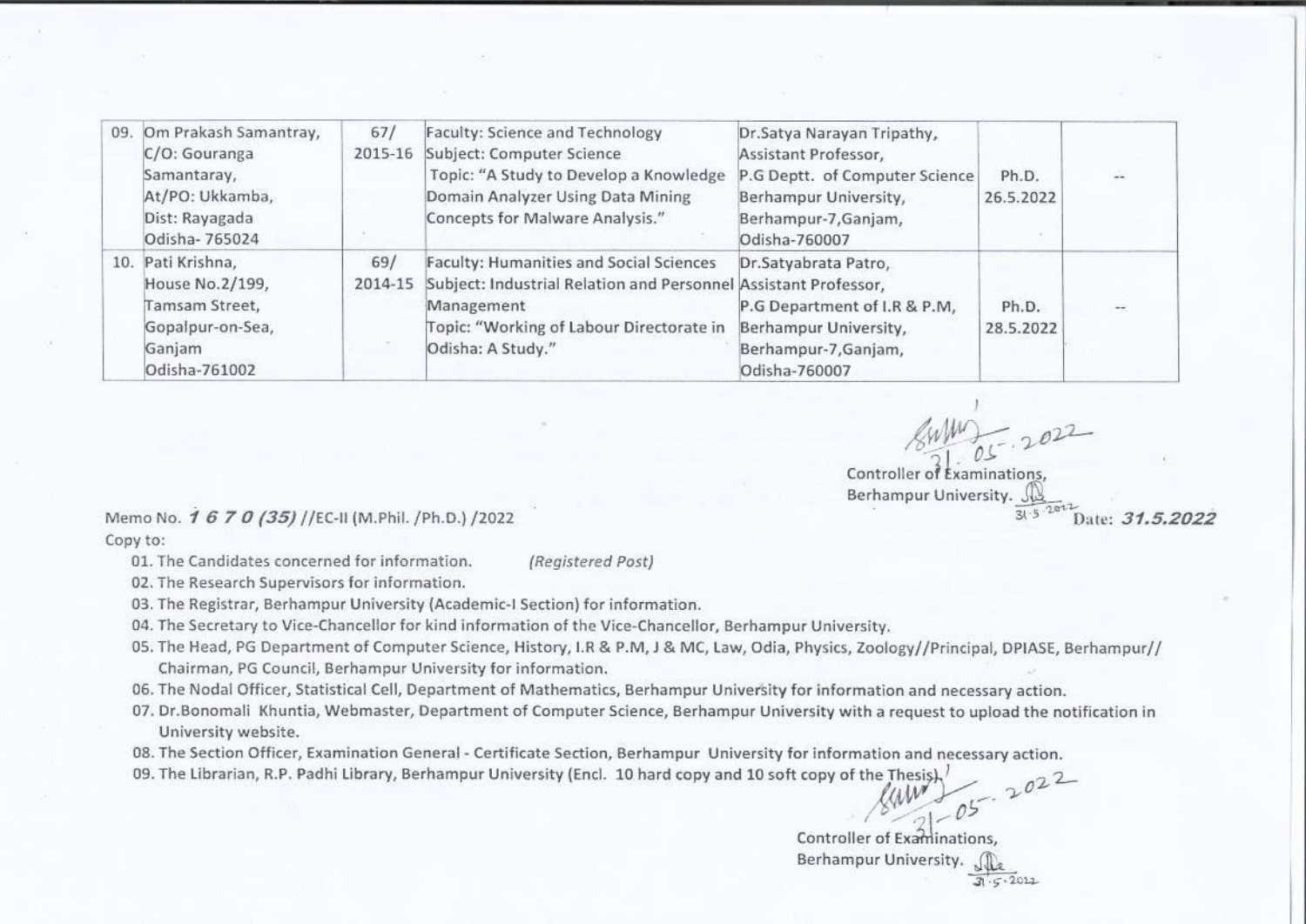| 09. | Om Prakash Samantray, C/O: Gouranga Samantaray, At/PO: Ukkamba, Dist: Rayagada Odisha- 765024 | 67/ 2015-16 | Faculty: Science and Technology Subject: Computer Science Topic: "A Study to Develop a Knowledge Domain Analyzer Using Data Mining Concepts for Malware Analysis." | Dr.Satya Narayan Tripathy, Assistant Professor, P.G Deptt. of Computer Science Berhampur University, Berhampur-7,Ganjam, Odisha-760007 | Ph.D. 26.5.2022 | -- |
|---|---|---|---|---|---|---|
| 10. | Pati Krishna, House No.2/199, Tamsam Street, Gopalpur-on-Sea, Ganjam Odisha-761002 | 69/ 2014-15 | Faculty: Humanities and Social Sciences Subject: Industrial Relation and Personnel Management Topic: "Working of Labour Directorate in Odisha: A Study." | Dr.Satyabrata Patro, Assistant Professor, P.G Department of I.R & P.M, Berhampur University, Berhampur-7,Ganjam, Odisha-760007 | Ph.D. 28.5.2022 | -- |

31.05.2022

Controller of Examinations,
Berhampur University.

Memo No. *1 6 7 0 (35)* //EC-II (M.Phil. /Ph.D.) /2022 Date: ***31.5.2022***

Copy to:

01. The Candidates concerned for information. *(Registered Post)*
02. The Research Supervisors for information.
03. The Registrar, Berhampur University (Academic-I Section) for information.
04. The Secretary to Vice-Chancellor for kind information of the Vice-Chancellor, Berhampur University.
05. The Head, PG Department of Computer Science, History, I.R & P.M, J & MC, Law, Odia, Physics, Zoology//Principal, DPIASE, Berhampur// Chairman, PG Council, Berhampur University for information.
06. The Nodal Officer, Statistical Cell, Department of Mathematics, Berhampur University for information and necessary action.
07. Dr.Bonomali Khuntia, Webmaster, Department of Computer Science, Berhampur University with a request to upload the notification in University website.
08. The Section Officer, Examination General - Certificate Section, Berhampur University for information and necessary action.
09. The Librarian, R.P. Padhi Library, Berhampur University (Encl. 10 hard copy and 10 soft copy of the Thesis).

31-05-2022

Controller of Examinations,
Berhampur University.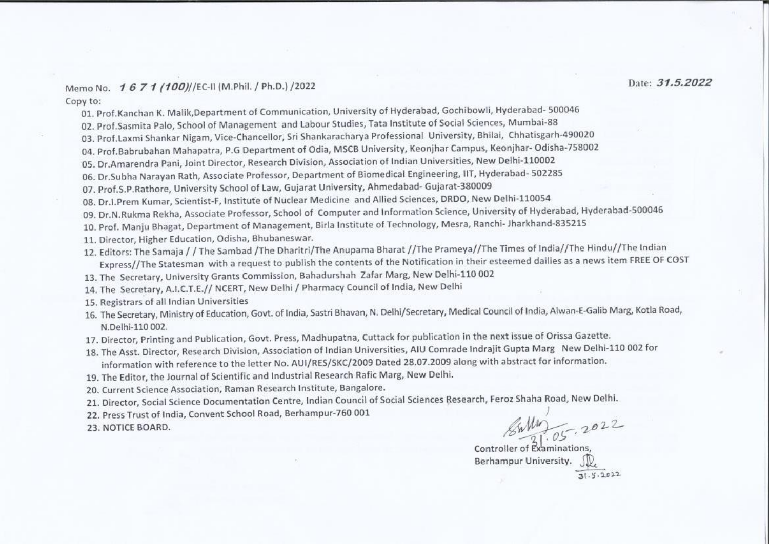Memo No. ***1 6 7 1 (100)***//EC-II (M.Phil. / Ph.D.) /2022 Date: ***31.5.2022***

Copy to:

01. Prof.Kanchan K. Malik,Department of Communication, University of Hyderabad, Gochibowli, Hyderabad- 500046
02. Prof.Sasmita Palo, School of Management and Labour Studies, Tata Institute of Social Sciences, Mumbai-88
03. Prof.Laxmi Shankar Nigam, Vice-Chancellor, Sri Shankaracharya Professional University, Bhilai, Chhatisgarh-490020
04. Prof.Babrubahan Mahapatra, P.G Department of Odia, MSCB University, Keonjhar Campus, Keonjhar- Odisha-758002
05. Dr.Amarendra Pani, Joint Director, Research Division, Association of Indian Universities, New Delhi-110002
06. Dr.Subha Narayan Rath, Associate Professor, Department of Biomedical Engineering, IIT, Hyderabad- 502285
07. Prof.S.P.Rathore, University School of Law, Gujarat University, Ahmedabad- Gujarat-380009
08. Dr.I.Prem Kumar, Scientist-F, Institute of Nuclear Medicine and Allied Sciences, DRDO, New Delhi-110054
09. Dr.N.Rukma Rekha, Associate Professor, School of Computer and Information Science, University of Hyderabad, Hyderabad-500046
10. Prof. Manju Bhagat, Department of Management, Birla Institute of Technology, Mesra, Ranchi- Jharkhand-835215
11. Director, Higher Education, Odisha, Bhubaneswar.
12. Editors: The Samaja / / The Sambad /The Dharitri/The Anupama Bharat //The Prameya//The Times of India//The Hindu//The Indian Express//The Statesman with a request to publish the contents of the Notification in their esteemed dailies as a news item FREE OF COST
13. The Secretary, University Grants Commission, Bahadurshah Zafar Marg, New Delhi-110 002
14. The Secretary, A.I.C.T.E.// NCERT, New Delhi / Pharmacy Council of India, New Delhi
15. Registrars of all Indian Universities
16. The Secretary, Ministry of Education, Govt. of India, Sastri Bhavan, N. Delhi/Secretary, Medical Council of India, Alwan-E-Galib Marg, Kotla Road, N.Delhi-110 002.
17. Director, Printing and Publication, Govt. Press, Madhupatna, Cuttack for publication in the next issue of Orissa Gazette.
18. The Asst. Director, Research Division, Association of Indian Universities, AIU Comrade Indrajit Gupta Marg New Delhi-110 002 for information with reference to the letter No. AUI/RES/SKC/2009 Dated 28.07.2009 along with abstract for information.
19. The Editor, the Journal of Scientific and Industrial Research Rafic Marg, New Delhi.
20. Current Science Association, Raman Research Institute, Bangalore.
21. Director, Social Science Documentation Centre, Indian Council of Social Sciences Research, Feroz Shaha Road, New Delhi.
22. Press Trust of India, Convent School Road, Berhampur-760 001
23. NOTICE BOARD.

31.05.2022

Controller of Examinations,
Berhampur University.

31.5.2022